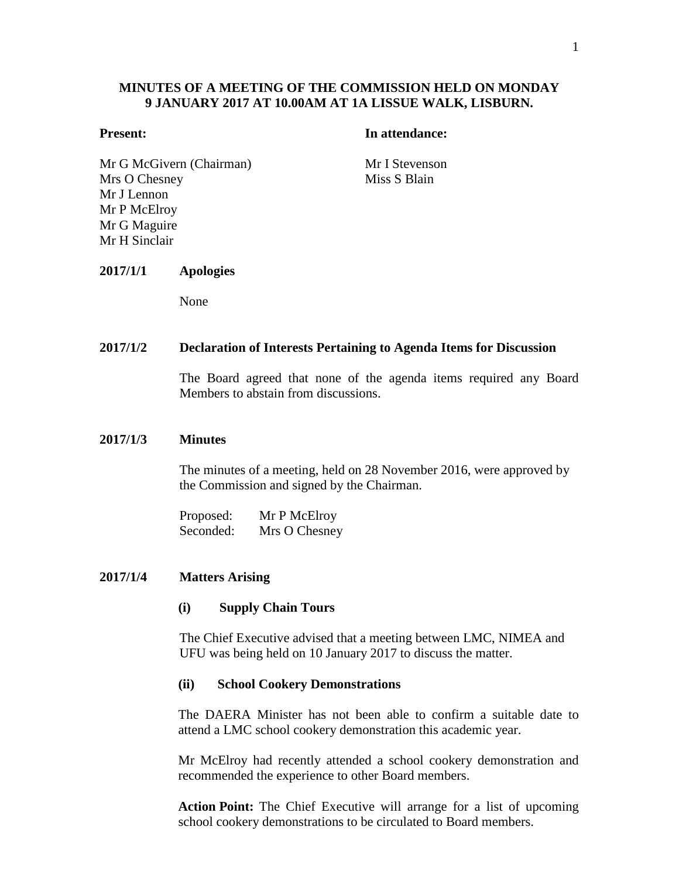**MINUTES OF A MEETING OF THE COMMISSION HELD ON MONDAY 9 JANUARY 2017 AT 10.00AM AT 1A LISSUE WALK, LISBURN.**

**Present:**

Mr G McGivern (Chairman)
Mrs O Chesney
Mr J Lennon
Mr P McElroy
Mr G Maguire
Mr H Sinclair

**In attendance:**

Mr I Stevenson
Miss S Blain

**2017/1/1 Apologies**

None

**2017/1/2 Declaration of Interests Pertaining to Agenda Items for Discussion**

The Board agreed that none of the agenda items required any Board Members to abstain from discussions.

**2017/1/3 Minutes**

The minutes of a meeting, held on 28 November 2016, were approved by the Commission and signed by the Chairman.

Proposed: Mr P McElroy
Seconded: Mrs O Chesney

**2017/1/4 Matters Arising**

**(i) Supply Chain Tours**

The Chief Executive advised that a meeting between LMC, NIMEA and UFU was being held on 10 January 2017 to discuss the matter.

**(ii) School Cookery Demonstrations**

The DAERA Minister has not been able to confirm a suitable date to attend a LMC school cookery demonstration this academic year.

Mr McElroy had recently attended a school cookery demonstration and recommended the experience to other Board members.

**Action Point:** The Chief Executive will arrange for a list of upcoming school cookery demonstrations to be circulated to Board members.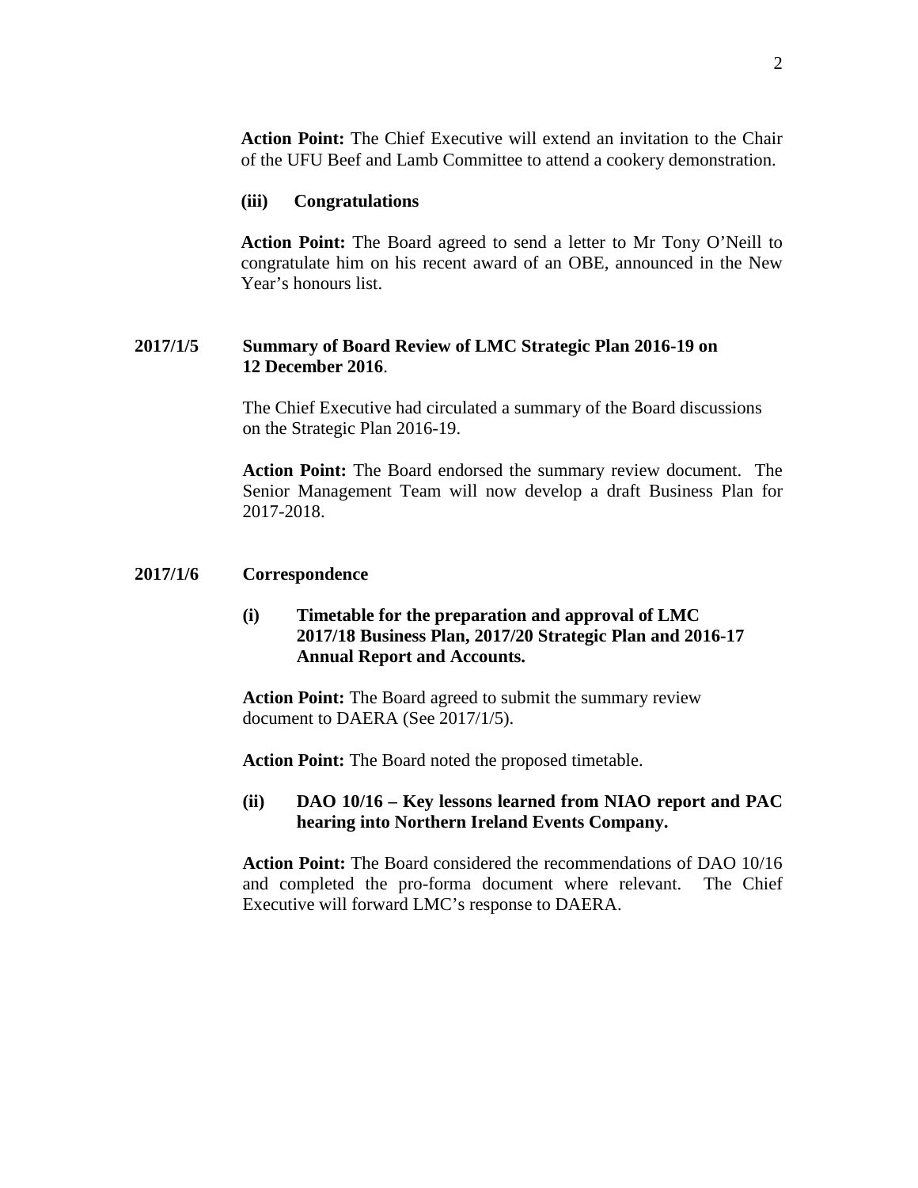**Action Point:** The Chief Executive will extend an invitation to the Chair of the UFU Beef and Lamb Committee to attend a cookery demonstration.

**(iii) Congratulations**

**Action Point:** The Board agreed to send a letter to Mr Tony O'Neill to congratulate him on his recent award of an OBE, announced in the New Year's honours list.

**2017/1/5 Summary of Board Review of LMC Strategic Plan 2016-19 on 12 December 2016**.

The Chief Executive had circulated a summary of the Board discussions on the Strategic Plan 2016-19.

**Action Point:** The Board endorsed the summary review document. The Senior Management Team will now develop a draft Business Plan for 2017-2018.

**2017/1/6 Correspondence**

**(i) Timetable for the preparation and approval of LMC 2017/18 Business Plan, 2017/20 Strategic Plan and 2016-17 Annual Report and Accounts.**

**Action Point:** The Board agreed to submit the summary review document to DAERA (See 2017/1/5).

**Action Point:** The Board noted the proposed timetable.

**(ii) DAO 10/16 – Key lessons learned from NIAO report and PAC hearing into Northern Ireland Events Company.**

**Action Point:** The Board considered the recommendations of DAO 10/16 and completed the pro-forma document where relevant. The Chief Executive will forward LMC's response to DAERA.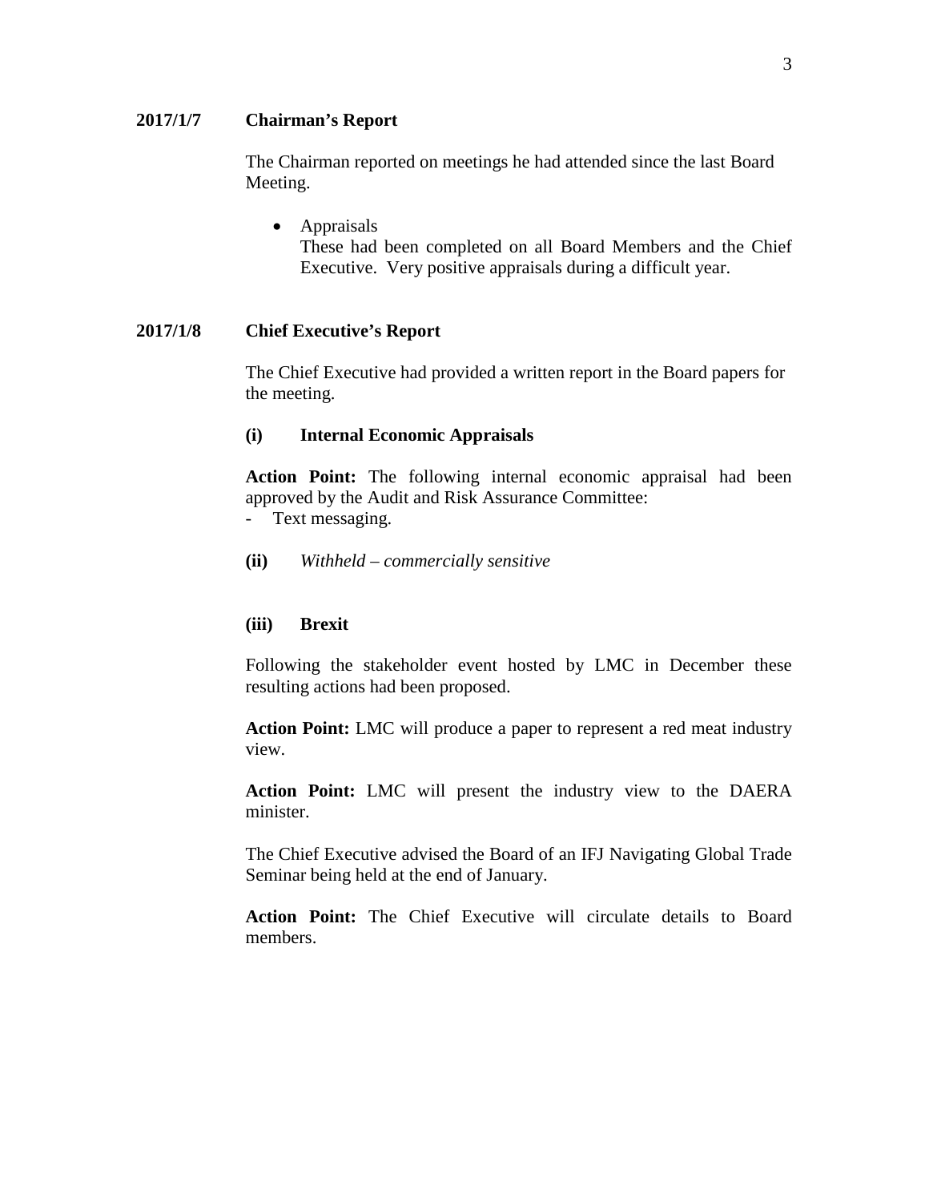**2017/1/7 Chairman's Report**

The Chairman reported on meetings he had attended since the last Board Meeting.

- Appraisals
  These had been completed on all Board Members and the Chief Executive. Very positive appraisals during a difficult year.

**2017/1/8 Chief Executive's Report**

The Chief Executive had provided a written report in the Board papers for the meeting.

**(i) Internal Economic Appraisals**

**Action Point:** The following internal economic appraisal had been approved by the Audit and Risk Assurance Committee:
- Text messaging.

**(ii)** *Withheld – commercially sensitive*

**(iii) Brexit**

Following the stakeholder event hosted by LMC in December these resulting actions had been proposed.

**Action Point:** LMC will produce a paper to represent a red meat industry view.

**Action Point:** LMC will present the industry view to the DAERA minister.

The Chief Executive advised the Board of an IFJ Navigating Global Trade Seminar being held at the end of January.

**Action Point:** The Chief Executive will circulate details to Board members.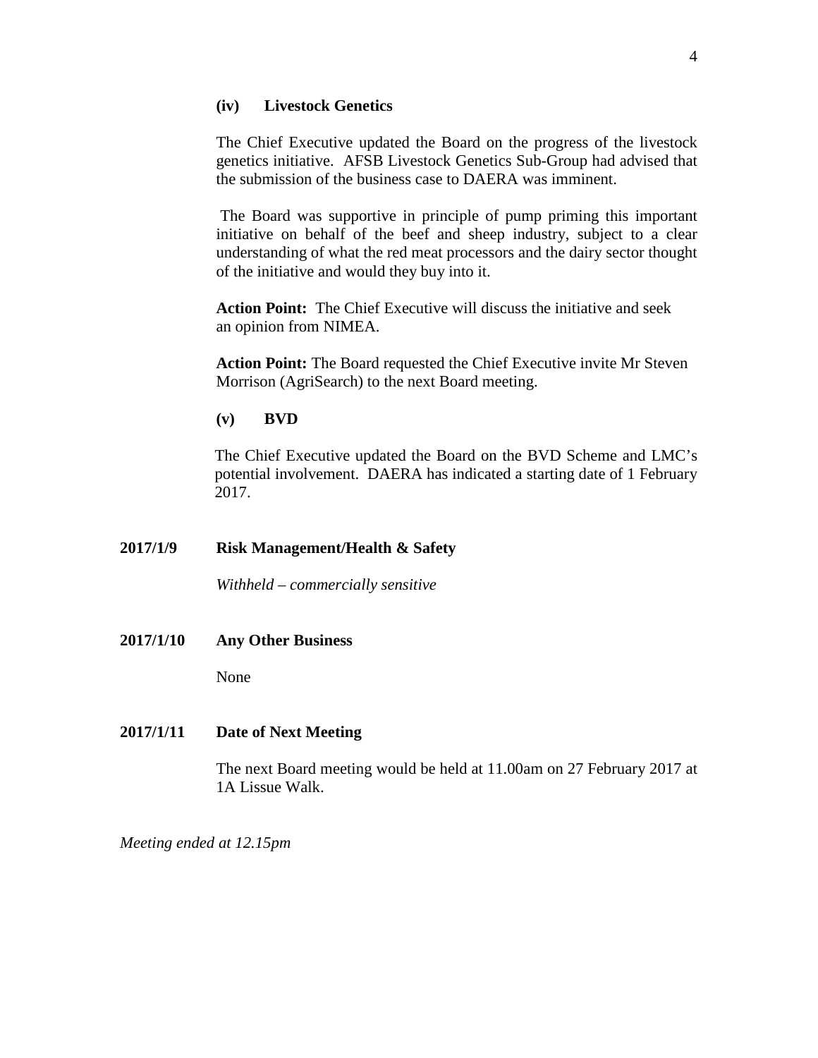**(iv) Livestock Genetics**

The Chief Executive updated the Board on the progress of the livestock genetics initiative. AFSB Livestock Genetics Sub-Group had advised that the submission of the business case to DAERA was imminent.

The Board was supportive in principle of pump priming this important initiative on behalf of the beef and sheep industry, subject to a clear understanding of what the red meat processors and the dairy sector thought of the initiative and would they buy into it.

**Action Point:** The Chief Executive will discuss the initiative and seek an opinion from NIMEA.

**Action Point:** The Board requested the Chief Executive invite Mr Steven Morrison (AgriSearch) to the next Board meeting.

**(v) BVD**

The Chief Executive updated the Board on the BVD Scheme and LMC's potential involvement. DAERA has indicated a starting date of 1 February 2017.

**2017/1/9 Risk Management/Health & Safety**

*Withheld – commercially sensitive*

**2017/1/10 Any Other Business**

None

**2017/1/11 Date of Next Meeting**

The next Board meeting would be held at 11.00am on 27 February 2017 at 1A Lissue Walk.

*Meeting ended at 12.15pm*